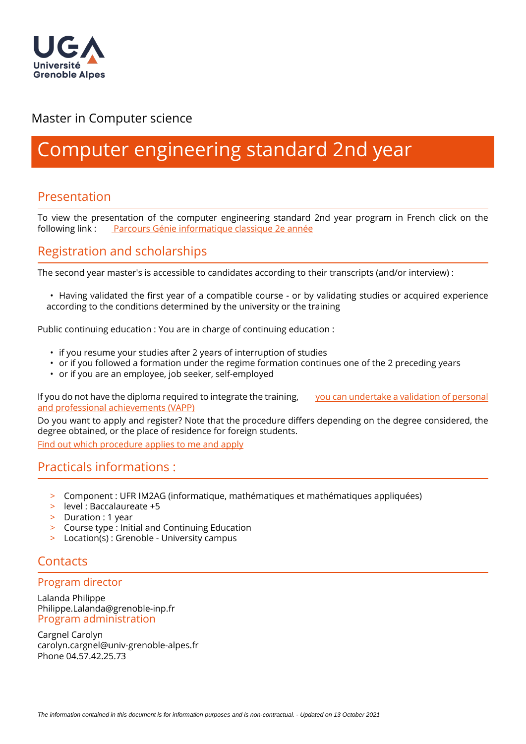Université Grenoble Alpes

Master in Computer science

# Computer engineering standard 2nd year

## Presentation

To view the presentation of the computer engineering standard 2nd year program in French click on the following link : Parcours Génie informatique classique 2e année

## Registration and scholarships

The second year master's is accessible to candidates according to their transcripts (and/or interview) :

- Having validated the first year of a compatible course - or by validating studies or acquired experience according to the conditions determined by the university or the training

Public continuing education : You are in charge of continuing education :

- if you resume your studies after 2 years of interruption of studies
- or if you followed a formation under the regime formation continues one of the 2 preceding years
- or if you are an employee, job seeker, self-employed

If you do not have the diploma required to integrate the training, you can undertake a validation of personal and professional achievements (VAPP)

Do you want to apply and register? Note that the procedure differs depending on the degree considered, the degree obtained, or the place of residence for foreign students.

Find out which procedure applies to me and apply

## Practicals informations :

- Component : UFR IM2AG (informatique, mathématiques et mathématiques appliquées)
- level : Baccalaureate +5
- Duration : 1 year
- Course type : Initial and Continuing Education
- Location(s) : Grenoble - University campus

## Contacts

### Program director

Lalanda Philippe
Philippe.Lalanda@grenoble-inp.fr

### Program administration

Cargnel Carolyn
carolyn.cargnel@univ-grenoble-alpes.fr
Phone 04.57.42.25.73

*The information contained in this document is for information purposes and is non-contractual. - Updated on 13 October 2021*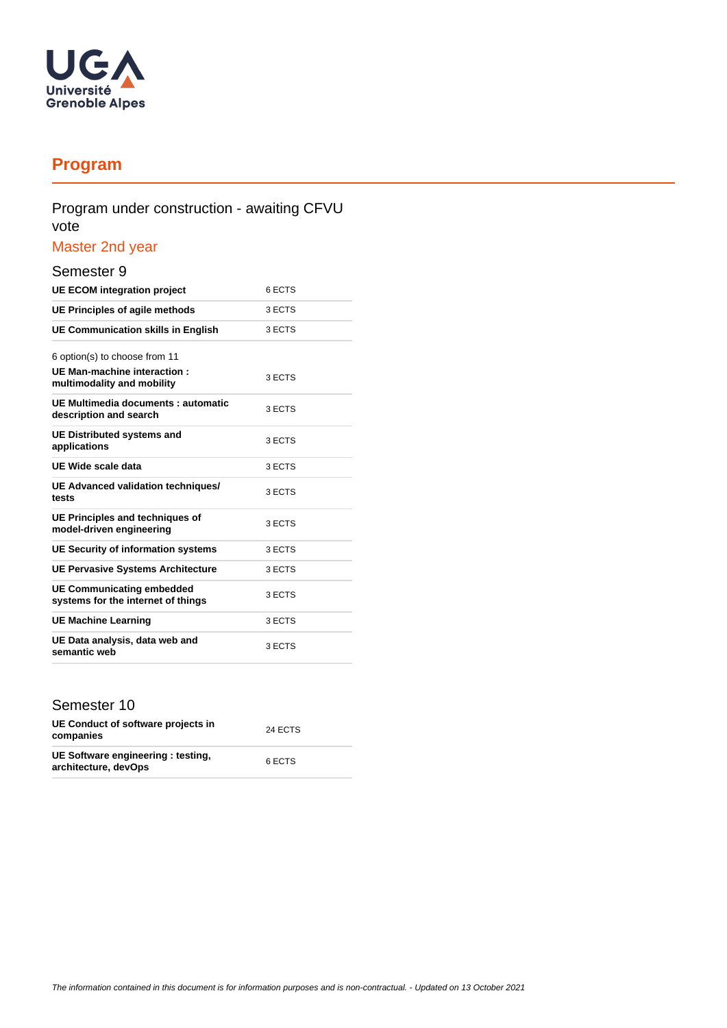## Program

Program under construction - awaiting CFVU vote

### Master 2nd year

#### Semester 9

| | |
|---|---|
| **UE ECOM integration project** | 6 ECTS |
| **UE Principles of agile methods** | 3 ECTS |
| **UE Communication skills in English** | 3 ECTS |

6 option(s) to choose from 11

| | |
|---|---|
| **UE Man-machine interaction : multimodality and mobility** | 3 ECTS |
| **UE Multimedia documents : automatic description and search** | 3 ECTS |
| **UE Distributed systems and applications** | 3 ECTS |
| **UE Wide scale data** | 3 ECTS |
| **UE Advanced validation techniques/ tests** | 3 ECTS |
| **UE Principles and techniques of model-driven engineering** | 3 ECTS |
| **UE Security of information systems** | 3 ECTS |
| **UE Pervasive Systems Architecture** | 3 ECTS |
| **UE Communicating embedded systems for the internet of things** | 3 ECTS |
| **UE Machine Learning** | 3 ECTS |
| **UE Data analysis, data web and semantic web** | 3 ECTS |

#### Semester 10

| | |
|---|---|
| **UE Conduct of software projects in companies** | 24 ECTS |
| **UE Software engineering : testing, architecture, devOps** | 6 ECTS |

*The information contained in this document is for information purposes and is non-contractual. - Updated on 13 October 2021*